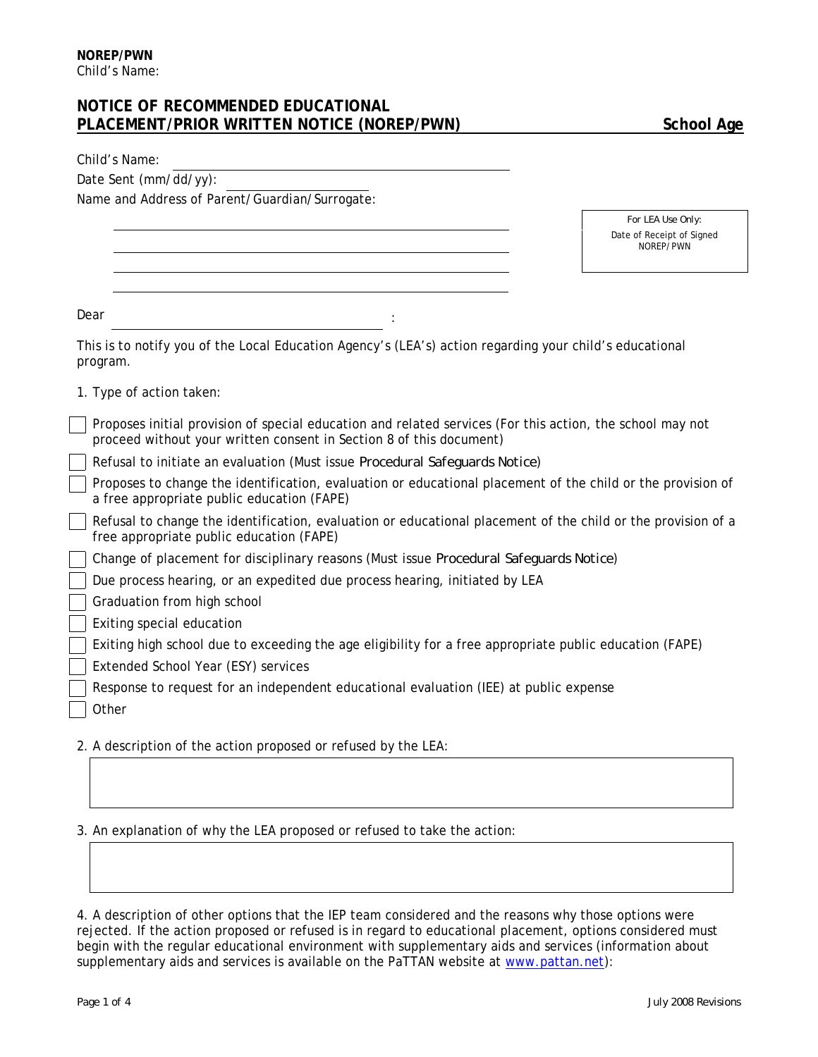# NOTICE OF RECOMMENDED EDUCATIONAL PLACEMENT/PRIOR WRITTEN NOTICE (NOREP/PWN)

**School Age**

Child's Name: ______________________________

Date Sent (mm/dd/yy): ______________

Name and Address of Parent/Guardian/Surrogate:

______________________________

______________________________

______________________________

______________________________

| For LEA Use Only: |
|---|
| Date of Receipt of Signed NOREP/PWN |

Dear ______________________________:

This is to notify you of the Local Education Agency's (LEA's) action regarding your child's educational program.

1. Type of action taken:

- [ ] Proposes initial provision of special education and related services (For this action, the school may not proceed without your written consent in Section 8 of this document)
- [ ] Refusal to initiate an evaluation (Must issue Procedural Safeguards Notice)
- [ ] Proposes to change the identification, evaluation or educational placement of the child or the provision of a free appropriate public education (FAPE)
- [ ] Refusal to change the identification, evaluation or educational placement of the child or the provision of a free appropriate public education (FAPE)
- [ ] Change of placement for disciplinary reasons (Must issue Procedural Safeguards Notice)
- [ ] Due process hearing, or an expedited due process hearing, initiated by LEA
- [ ] Graduation from high school
- [ ] Exiting special education
- [ ] Exiting high school due to exceeding the age eligibility for a free appropriate public education (FAPE)
- [ ] Extended School Year (ESY) services
- [ ] Response to request for an independent educational evaluation (IEE) at public expense
- [ ] Other

2. A description of the action proposed or refused by the LEA:

3. An explanation of why the LEA proposed or refused to take the action:

4. A description of other options that the IEP team considered and the reasons why those options were rejected. If the action proposed or refused is in regard to educational placement, options considered must begin with the regular educational environment with supplementary aids and services (information about supplementary aids and services is available on the PaTTAN website at [www.pattan.net](http://www.pattan.net)):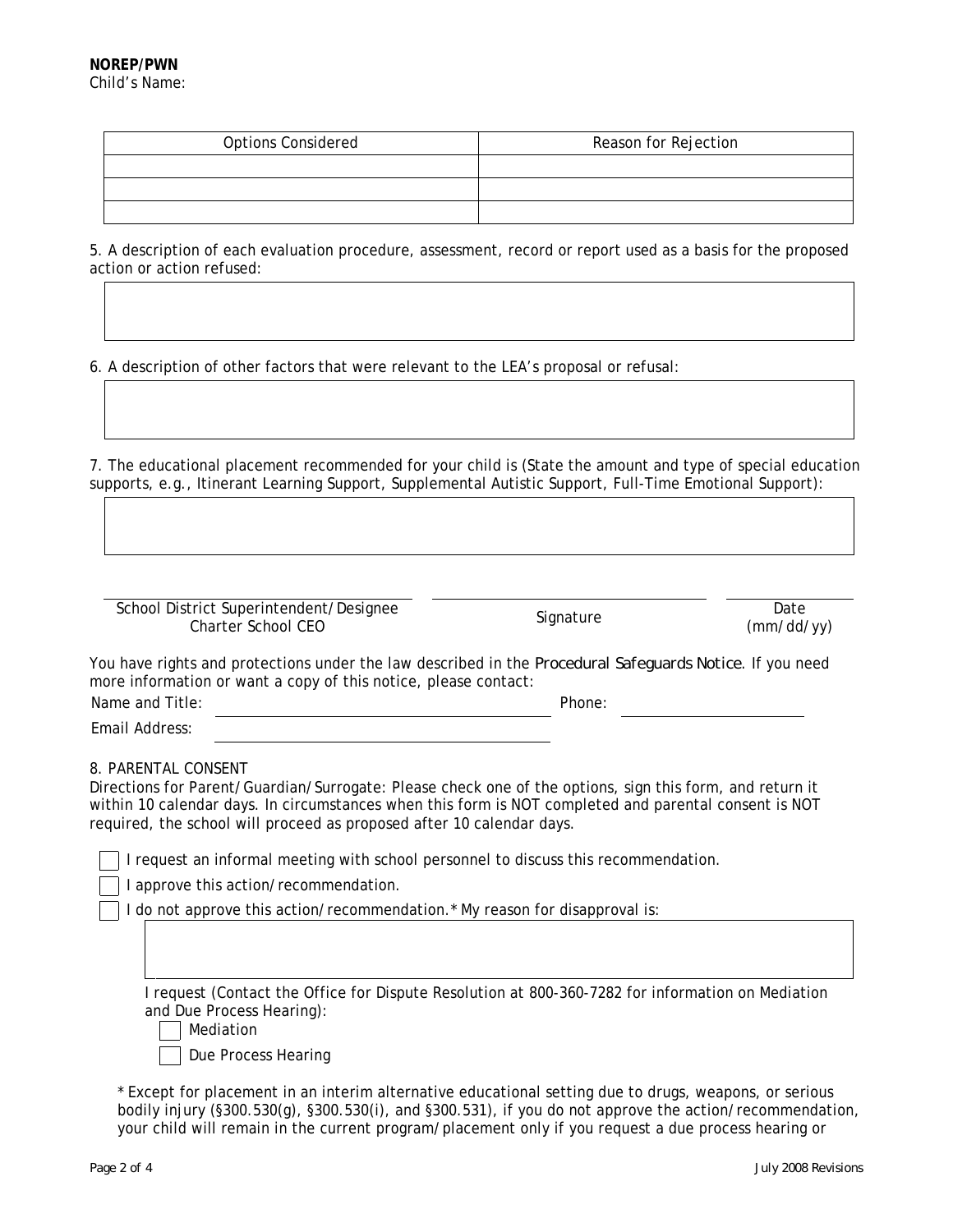**NOREP/PWN**
Child's Name:

| Options Considered | Reason for Rejection |
| --- | --- |
| | |
| | |
| | |

5. A description of each evaluation procedure, assessment, record or report used as a basis for the proposed action or action refused:

6. A description of other factors that were relevant to the LEA's proposal or refusal:

7. The educational placement recommended for your child is (State the amount and type of special education supports, e.g., Itinerant Learning Support, Supplemental Autistic Support, Full-Time Emotional Support):

School District Superintendent/Designee
Charter School CEO

Signature

Date
(mm/dd/yy)

You have rights and protections under the law described in the *Procedural Safeguards Notice*. If you need more information or want a copy of this notice, please contact:

Name and Title: ____________________ Phone: ____________________

Email Address: ____________________

8. PARENTAL CONSENT

Directions for Parent/Guardian/Surrogate: Please check one of the options, sign this form, and return it within 10 calendar days. In circumstances when this form is NOT completed and parental consent is NOT required, the school will proceed as proposed after 10 calendar days.

☐ I request an informal meeting with school personnel to discuss this recommendation.

☐ I approve this action/recommendation.

☐ I do not approve this action/recommendation.* My reason for disapproval is:

I request (Contact the Office for Dispute Resolution at 800-360-7282 for information on Mediation and Due Process Hearing):

☐ Mediation

☐ Due Process Hearing

* Except for placement in an interim alternative educational setting due to drugs, weapons, or serious bodily injury (§300.530(g), §300.530(i), and §300.531), if you do not approve the action/recommendation, your child will remain in the current program/placement only if you request a due process hearing or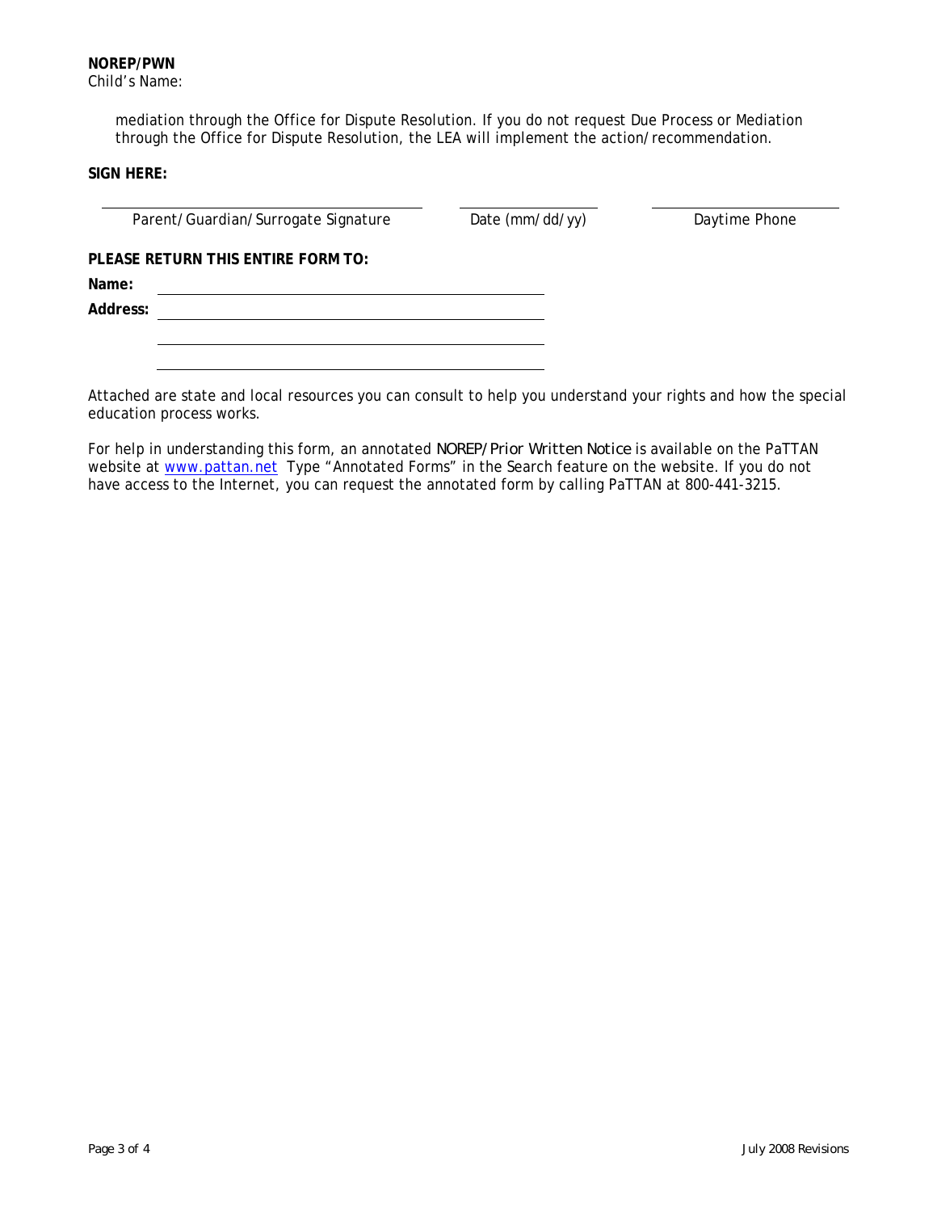**NOREP/PWN**
Child's Name:

mediation through the Office for Dispute Resolution. If you do not request Due Process or Mediation through the Office for Dispute Resolution, the LEA will implement the action/recommendation.

**SIGN HERE:**

| Parent/Guardian/Surrogate Signature | Date (mm/dd/yy) | Daytime Phone |
|---|---|---|
| | | |

**PLEASE RETURN THIS ENTIRE FORM TO:**

**Name:** ______________________________

**Address:** ______________________________

______________________________

______________________________

*Attached are state and local resources you can consult to help you understand your rights and how the special education process works.*

For help in understanding this form, an annotated *NOREP/Prior Written Notice* is available on the PaTTAN website at www.pattan.net Type "Annotated Forms" in the Search feature on the website. If you do not have access to the Internet, you can request the annotated form by calling PaTTAN at 800-441-3215.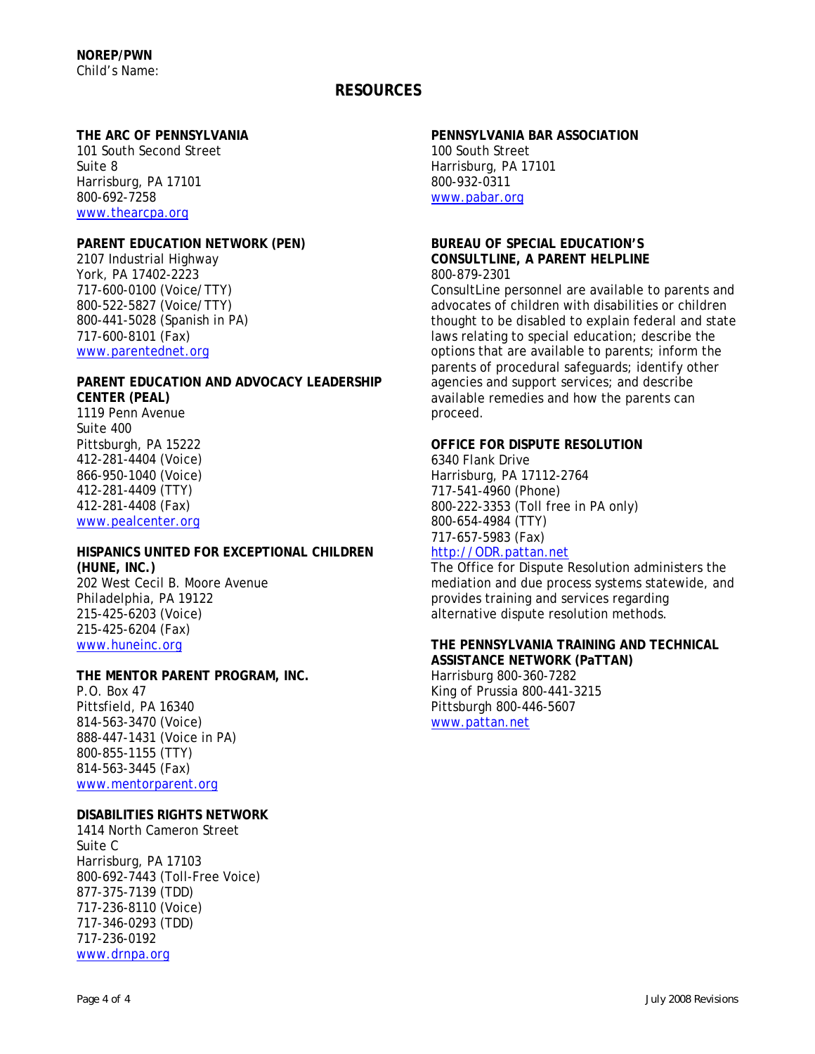**NOREP/PWN**
Child's Name:

# RESOURCES

**THE ARC OF PENNSYLVANIA**
101 South Second Street
Suite 8
Harrisburg, PA 17101
800-692-7258
www.thearcpa.org

**PARENT EDUCATION NETWORK (PEN)**
2107 Industrial Highway
York, PA 17402-2223
717-600-0100 (Voice/TTY)
800-522-5827 (Voice/TTY)
800-441-5028 (Spanish in PA)
717-600-8101 (Fax)
www.parentednet.org

**PARENT EDUCATION AND ADVOCACY LEADERSHIP CENTER (PEAL)**
1119 Penn Avenue
Suite 400
Pittsburgh, PA 15222
412-281-4404 (Voice)
866-950-1040 (Voice)
412-281-4409 (TTY)
412-281-4408 (Fax)
www.pealcenter.org

**HISPANICS UNITED FOR EXCEPTIONAL CHILDREN (HUNE, INC.)**
202 West Cecil B. Moore Avenue
Philadelphia, PA 19122
215-425-6203 (Voice)
215-425-6204 (Fax)
www.huneinc.org

**THE MENTOR PARENT PROGRAM, INC.**
P.O. Box 47
Pittsfield, PA 16340
814-563-3470 (Voice)
888-447-1431 (Voice in PA)
800-855-1155 (TTY)
814-563-3445 (Fax)
www.mentorparent.org

**DISABILITIES RIGHTS NETWORK**
1414 North Cameron Street
Suite C
Harrisburg, PA 17103
800-692-7443 (Toll-Free Voice)
877-375-7139 (TDD)
717-236-8110 (Voice)
717-346-0293 (TDD)
717-236-0192
www.drnpa.org

**PENNSYLVANIA BAR ASSOCIATION**
100 South Street
Harrisburg, PA 17101
800-932-0311
www.pabar.org

**BUREAU OF SPECIAL EDUCATION'S CONSULTLINE, A PARENT HELPLINE**
800-879-2301
ConsultLine personnel are available to parents and advocates of children with disabilities or children thought to be disabled to explain federal and state laws relating to special education; describe the options that are available to parents; inform the parents of procedural safeguards; identify other agencies and support services; and describe available remedies and how the parents can proceed.

**OFFICE FOR DISPUTE RESOLUTION**
6340 Flank Drive
Harrisburg, PA 17112-2764
717-541-4960 (Phone)
800-222-3353 (Toll free in PA only)
800-654-4984 (TTY)
717-657-5983 (Fax)
http://ODR.pattan.net
The Office for Dispute Resolution administers the mediation and due process systems statewide, and provides training and services regarding alternative dispute resolution methods.

**THE PENNSYLVANIA TRAINING AND TECHNICAL ASSISTANCE NETWORK (PaTTAN)**
Harrisburg 800-360-7282
King of Prussia 800-441-3215
Pittsburgh 800-446-5607
www.pattan.net

July 2008 Revisions